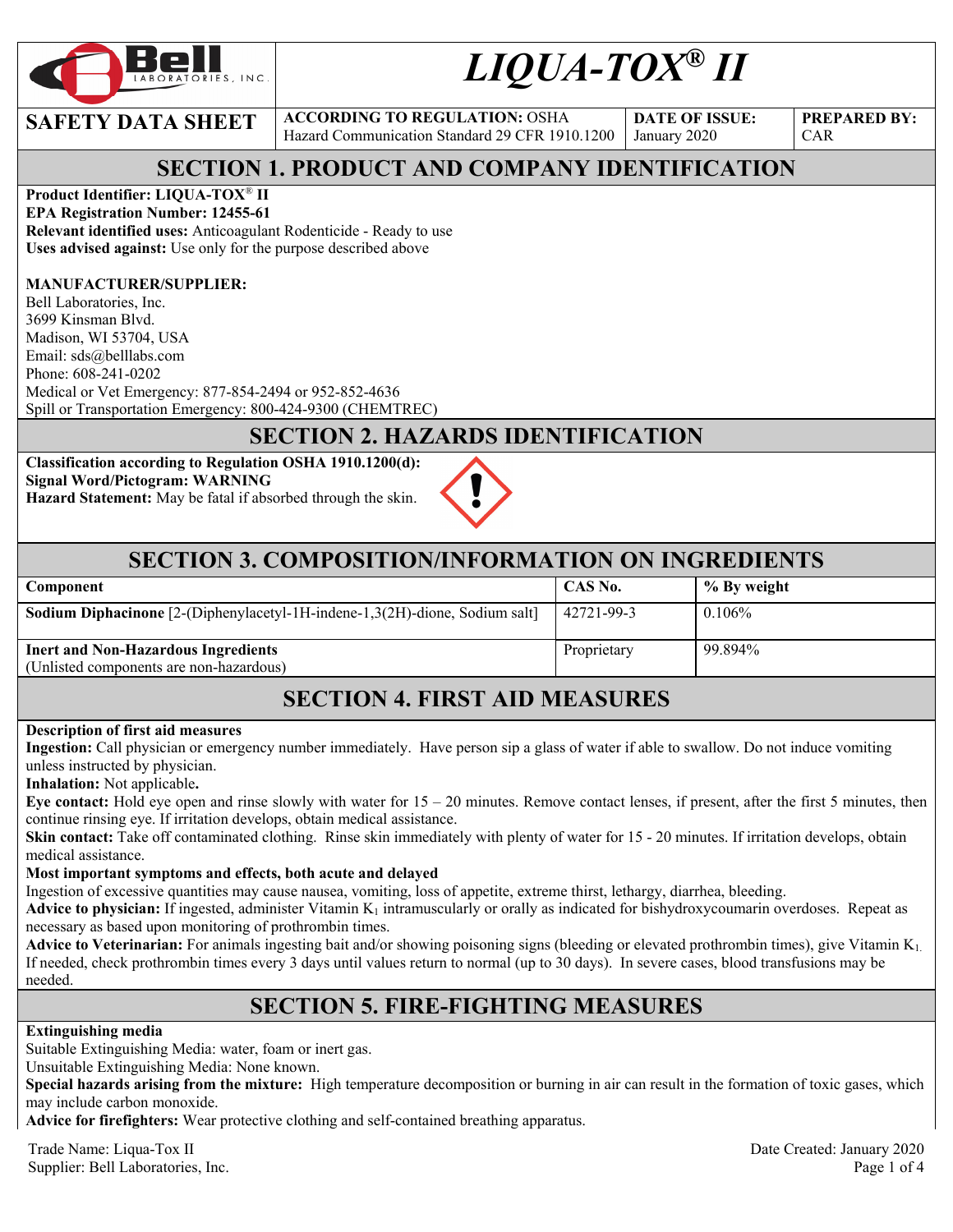# *LIQUA-TOX® II*

| SAFETY DATA SHEET | ACCORDING TO REGULATION: OSHA Hazard Communication Standard 29 CFR 1910.1200 | DATE OF ISSUE: January 2020 | PREPARED BY: CAR |
|---|---|---|---|

## SECTION 1. PRODUCT AND COMPANY IDENTIFICATION

**Product Identifier: LIQUA-TOX® II**
**EPA Registration Number: 12455-61**
**Relevant identified uses:** Anticoagulant Rodenticide - Ready to use
**Uses advised against:** Use only for the purpose described above

**MANUFACTURER/SUPPLIER:**
Bell Laboratories, Inc.
3699 Kinsman Blvd.
Madison, WI 53704, USA
Email: sds@belllabs.com
Phone: 608-241-0202
Medical or Vet Emergency: 877-854-2494 or 952-852-4636
Spill or Transportation Emergency: 800-424-9300 (CHEMTREC)

## SECTION 2. HAZARDS IDENTIFICATION

**Classification according to Regulation OSHA 1910.1200(d):**
**Signal Word/Pictogram: WARNING**
**Hazard Statement:** May be fatal if absorbed through the skin.

## SECTION 3. COMPOSITION/INFORMATION ON INGREDIENTS

| Component | CAS No. | % By weight |
|---|---|---|
| **Sodium Diphacinone** [2-(Diphenylacetyl-1H-indene-1,3(2H)-dione, Sodium salt] | 42721-99-3 | 0.106% |
| **Inert and Non-Hazardous Ingredients** (Unlisted components are non-hazardous) | Proprietary | 99.894% |

## SECTION 4. FIRST AID MEASURES

**Description of first aid measures**
**Ingestion:** Call physician or emergency number immediately. Have person sip a glass of water if able to swallow. Do not induce vomiting unless instructed by physician.
**Inhalation:** Not applicable**.**
**Eye contact:** Hold eye open and rinse slowly with water for 15 – 20 minutes. Remove contact lenses, if present, after the first 5 minutes, then continue rinsing eye. If irritation develops, obtain medical assistance.
**Skin contact:** Take off contaminated clothing. Rinse skin immediately with plenty of water for 15 - 20 minutes. If irritation develops, obtain medical assistance.
**Most important symptoms and effects, both acute and delayed**
Ingestion of excessive quantities may cause nausea, vomiting, loss of appetite, extreme thirst, lethargy, diarrhea, bleeding.
**Advice to physician:** If ingested, administer Vitamin $K_1$ intramuscularly or orally as indicated for bishydroxycoumarin overdoses. Repeat as necessary as based upon monitoring of prothrombin times.
**Advice to Veterinarian:** For animals ingesting bait and/or showing poisoning signs (bleeding or elevated prothrombin times), give Vitamin $K_1$. If needed, check prothrombin times every 3 days until values return to normal (up to 30 days). In severe cases, blood transfusions may be needed.

## SECTION 5. FIRE-FIGHTING MEASURES

**Extinguishing media**
Suitable Extinguishing Media: water, foam or inert gas.
Unsuitable Extinguishing Media: None known.
**Special hazards arising from the mixture:** High temperature decomposition or burning in air can result in the formation of toxic gases, which may include carbon monoxide.
**Advice for firefighters:** Wear protective clothing and self-contained breathing apparatus.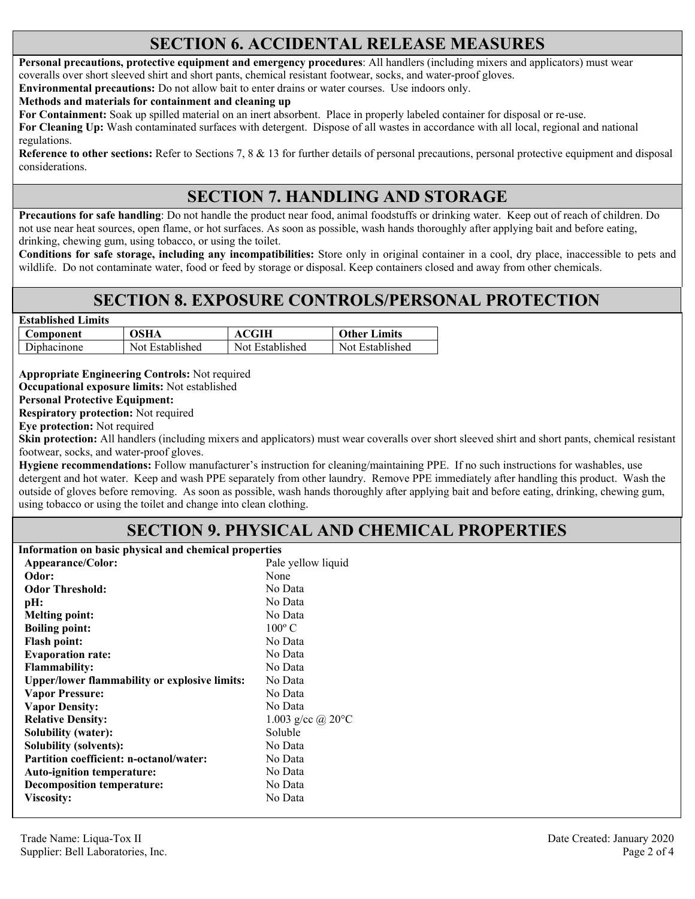## SECTION 6. ACCIDENTAL RELEASE MEASURES

**Personal precautions, protective equipment and emergency procedures**: All handlers (including mixers and applicators) must wear coveralls over short sleeved shirt and short pants, chemical resistant footwear, socks, and water-proof gloves.

**Environmental precautions:** Do not allow bait to enter drains or water courses. Use indoors only.

**Methods and materials for containment and cleaning up**

**For Containment:** Soak up spilled material on an inert absorbent. Place in properly labeled container for disposal or re-use.

**For Cleaning Up:** Wash contaminated surfaces with detergent. Dispose of all wastes in accordance with all local, regional and national regulations.

**Reference to other sections:** Refer to Sections 7, 8 & 13 for further details of personal precautions, personal protective equipment and disposal considerations.

## SECTION 7. HANDLING AND STORAGE

**Precautions for safe handling**: Do not handle the product near food, animal foodstuffs or drinking water. Keep out of reach of children. Do not use near heat sources, open flame, or hot surfaces. As soon as possible, wash hands thoroughly after applying bait and before eating, drinking, chewing gum, using tobacco, or using the toilet.

**Conditions for safe storage, including any incompatibilities:** Store only in original container in a cool, dry place, inaccessible to pets and wildlife. Do not contaminate water, food or feed by storage or disposal. Keep containers closed and away from other chemicals.

## SECTION 8. EXPOSURE CONTROLS/PERSONAL PROTECTION

**Established Limits**

| Component | OSHA | ACGIH | Other Limits |
|---|---|---|---|
| Diphacinone | Not Established | Not Established | Not Established |

**Appropriate Engineering Controls:** Not required

**Occupational exposure limits:** Not established

**Personal Protective Equipment:**

**Respiratory protection:** Not required

**Eye protection:** Not required

**Skin protection:** All handlers (including mixers and applicators) must wear coveralls over short sleeved shirt and short pants, chemical resistant footwear, socks, and water-proof gloves.

**Hygiene recommendations:** Follow manufacturer's instruction for cleaning/maintaining PPE. If no such instructions for washables, use detergent and hot water. Keep and wash PPE separately from other laundry. Remove PPE immediately after handling this product. Wash the outside of gloves before removing. As soon as possible, wash hands thoroughly after applying bait and before eating, drinking, chewing gum, using tobacco or using the toilet and change into clean clothing.

## SECTION 9. PHYSICAL AND CHEMICAL PROPERTIES

**Information on basic physical and chemical properties**

| | |
|---|---|
| **Appearance/Color:** | Pale yellow liquid |
| **Odor:** | None |
| **Odor Threshold:** | No Data |
| **pH:** | No Data |
| **Melting point:** | No Data |
| **Boiling point:** | 100º C |
| **Flash point:** | No Data |
| **Evaporation rate:** | No Data |
| **Flammability:** | No Data |
| **Upper/lower flammability or explosive limits:** | No Data |
| **Vapor Pressure:** | No Data |
| **Vapor Density:** | No Data |
| **Relative Density:** | 1.003 g/cc @ 20°C |
| **Solubility (water):** | Soluble |
| **Solubility (solvents):** | No Data |
| **Partition coefficient: n-octanol/water:** | No Data |
| **Auto-ignition temperature:** | No Data |
| **Decomposition temperature:** | No Data |
| **Viscosity:** | No Data |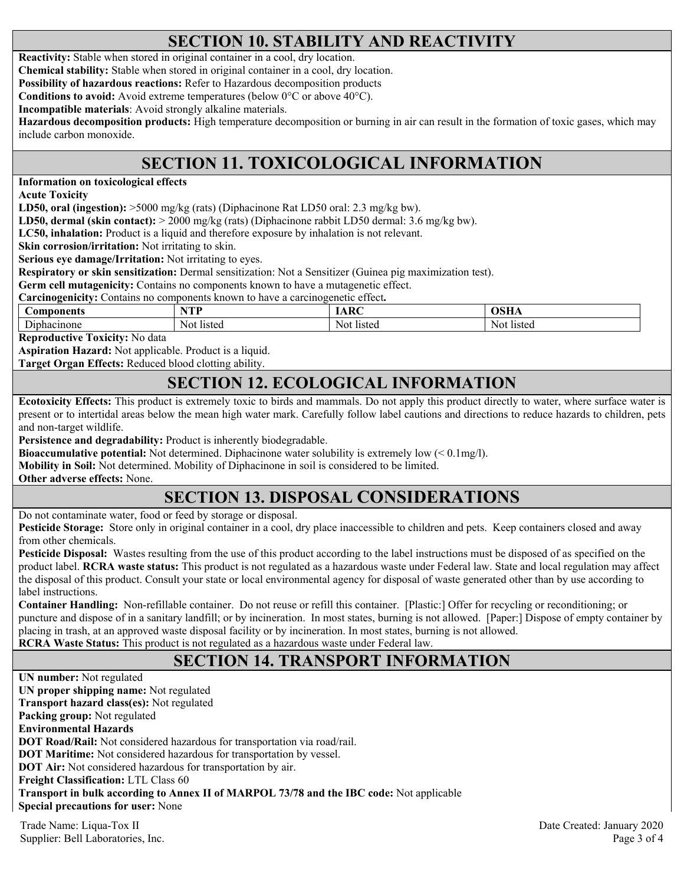## SECTION 10. STABILITY AND REACTIVITY

**Reactivity:** Stable when stored in original container in a cool, dry location.
**Chemical stability:** Stable when stored in original container in a cool, dry location.
**Possibility of hazardous reactions:** Refer to Hazardous decomposition products
**Conditions to avoid:** Avoid extreme temperatures (below 0°C or above 40°C).
**Incompatible materials**: Avoid strongly alkaline materials.
**Hazardous decomposition products:** High temperature decomposition or burning in air can result in the formation of toxic gases, which may include carbon monoxide.

## SECTION 11. TOXICOLOGICAL INFORMATION

**Information on toxicological effects**
**Acute Toxicity**
**LD50, oral (ingestion):** >5000 mg/kg (rats) (Diphacinone Rat LD50 oral: 2.3 mg/kg bw).
**LD50, dermal (skin contact):** > 2000 mg/kg (rats) (Diphacinone rabbit LD50 dermal: 3.6 mg/kg bw).
**LC50, inhalation:** Product is a liquid and therefore exposure by inhalation is not relevant.
**Skin corrosion/irritation:** Not irritating to skin.
**Serious eye damage/Irritation:** Not irritating to eyes.
**Respiratory or skin sensitization:** Dermal sensitization: Not a Sensitizer (Guinea pig maximization test).
**Germ cell mutagenicity:** Contains no components known to have a mutagenetic effect.
**Carcinogenicity:** Contains no components known to have a carcinogenetic effect**.**

| Components | NTP | IARC | OSHA |
|---|---|---|---|
| Diphacinone | Not listed | Not listed | Not listed |

**Reproductive Toxicity:** No data
**Aspiration Hazard:** Not applicable. Product is a liquid.
**Target Organ Effects:** Reduced blood clotting ability.

## SECTION 12. ECOLOGICAL INFORMATION

**Ecotoxicity Effects:** This product is extremely toxic to birds and mammals. Do not apply this product directly to water, where surface water is present or to intertidal areas below the mean high water mark. Carefully follow label cautions and directions to reduce hazards to children, pets and non-target wildlife.
**Persistence and degradability:** Product is inherently biodegradable.
**Bioaccumulative potential:** Not determined. Diphacinone water solubility is extremely low (< 0.1mg/l).
**Mobility in Soil:** Not determined. Mobility of Diphacinone in soil is considered to be limited.
**Other adverse effects:** None.

## SECTION 13. DISPOSAL CONSIDERATIONS

Do not contaminate water, food or feed by storage or disposal.
**Pesticide Storage:** Store only in original container in a cool, dry place inaccessible to children and pets. Keep containers closed and away from other chemicals.
**Pesticide Disposal:** Wastes resulting from the use of this product according to the label instructions must be disposed of as specified on the product label. **RCRA waste status:** This product is not regulated as a hazardous waste under Federal law. State and local regulation may affect the disposal of this product. Consult your state or local environmental agency for disposal of waste generated other than by use according to label instructions.
**Container Handling:** Non-refillable container. Do not reuse or refill this container. [Plastic:] Offer for recycling or reconditioning; or puncture and dispose of in a sanitary landfill; or by incineration. In most states, burning is not allowed. [Paper:] Dispose of empty container by placing in trash, at an approved waste disposal facility or by incineration. In most states, burning is not allowed.
**RCRA Waste Status:** This product is not regulated as a hazardous waste under Federal law.

## SECTION 14. TRANSPORT INFORMATION

**UN number:** Not regulated
**UN proper shipping name:** Not regulated
**Transport hazard class(es):** Not regulated
**Packing group:** Not regulated
**Environmental Hazards**
**DOT Road/Rail:** Not considered hazardous for transportation via road/rail.
**DOT Maritime:** Not considered hazardous for transportation by vessel.
**DOT Air:** Not considered hazardous for transportation by air.
**Freight Classification:** LTL Class 60
**Transport in bulk according to Annex II of MARPOL 73/78 and the IBC code:** Not applicable
**Special precautions for user:** None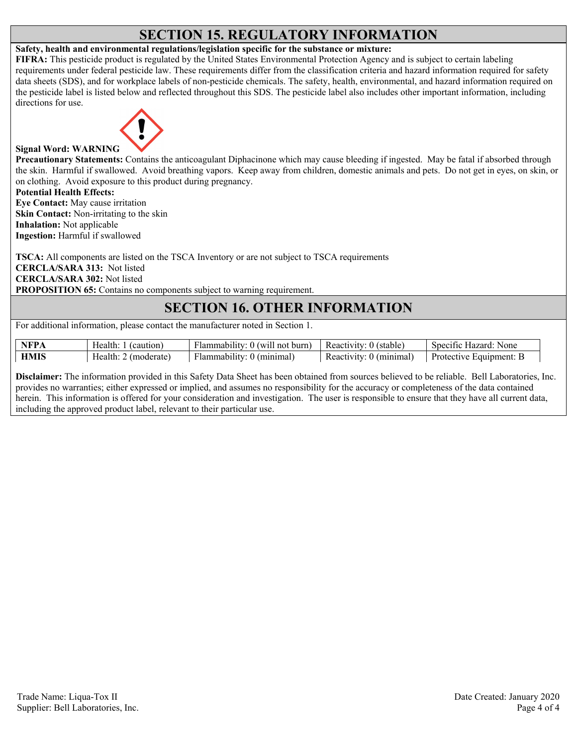## SECTION 15. REGULATORY INFORMATION

**Safety, health and environmental regulations/legislation specific for the substance or mixture:**

**FIFRA:** This pesticide product is regulated by the United States Environmental Protection Agency and is subject to certain labeling requirements under federal pesticide law. These requirements differ from the classification criteria and hazard information required for safety data sheets (SDS), and for workplace labels of non-pesticide chemicals. The safety, health, environmental, and hazard information required on the pesticide label is listed below and reflected throughout this SDS. The pesticide label also includes other important information, including directions for use.

**Signal Word: WARNING**

**Precautionary Statements:** Contains the anticoagulant Diphacinone which may cause bleeding if ingested. May be fatal if absorbed through the skin. Harmful if swallowed. Avoid breathing vapors. Keep away from children, domestic animals and pets. Do not get in eyes, on skin, or on clothing. Avoid exposure to this product during pregnancy.

**Potential Health Effects:**

**Eye Contact:** May cause irritation

**Skin Contact:** Non-irritating to the skin

**Inhalation:** Not applicable

**Ingestion:** Harmful if swallowed

**TSCA:** All components are listed on the TSCA Inventory or are not subject to TSCA requirements

**CERCLA/SARA 313:** Not listed

**CERCLA/SARA 302:** Not listed

**PROPOSITION 65:** Contains no components subject to warning requirement.

## SECTION 16. OTHER INFORMATION

For additional information, please contact the manufacturer noted in Section 1.

| | | | | |
|---|---|---|---|---|
| **NFPA** | Health: 1 (caution) | Flammability: 0 (will not burn) | Reactivity: 0 (stable) | Specific Hazard: None |
| **HMIS** | Health: 2 (moderate) | Flammability: 0 (minimal) | Reactivity: 0 (minimal) | Protective Equipment: B |

**Disclaimer:** The information provided in this Safety Data Sheet has been obtained from sources believed to be reliable. Bell Laboratories, Inc. provides no warranties; either expressed or implied, and assumes no responsibility for the accuracy or completeness of the data contained herein. This information is offered for your consideration and investigation. The user is responsible to ensure that they have all current data, including the approved product label, relevant to their particular use.